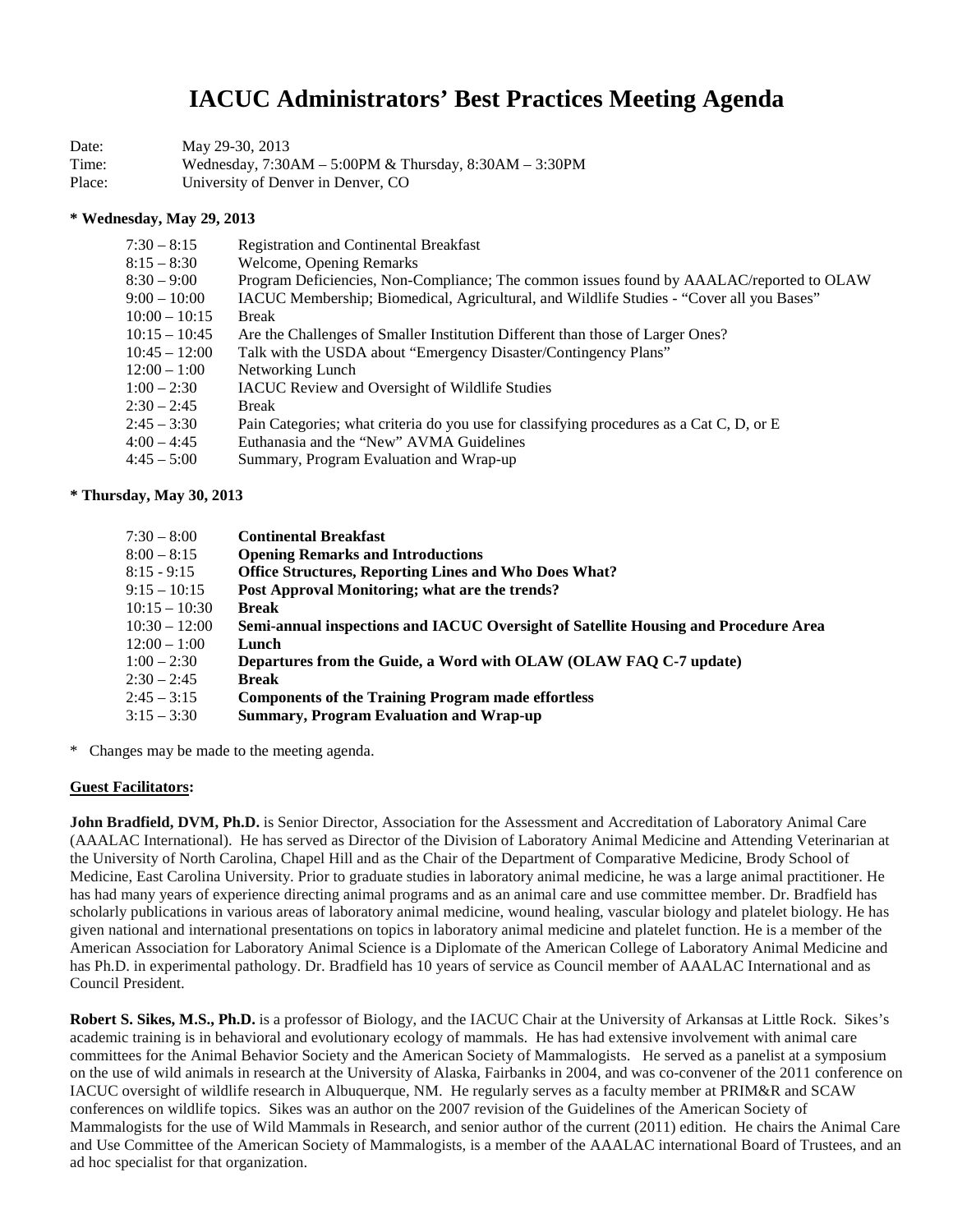# IACUC Administrators' Best Practices Meeting Agenda

Date: May 29-30, 2013
Time: Wednesday, 7:30AM – 5:00PM & Thursday, 8:30AM – 3:30PM
Place: University of Denver in Denver, CO

**\* Wednesday, May 29, 2013**

| | |
|---|---|
| 7:30 – 8:15 | Registration and Continental Breakfast |
| 8:15 – 8:30 | Welcome, Opening Remarks |
| 8:30 – 9:00 | Program Deficiencies, Non-Compliance; The common issues found by AAALAC/reported to OLAW |
| 9:00 – 10:00 | IACUC Membership; Biomedical, Agricultural, and Wildlife Studies - "Cover all you Bases" |
| 10:00 – 10:15 | Break |
| 10:15 – 10:45 | Are the Challenges of Smaller Institution Different than those of Larger Ones? |
| 10:45 – 12:00 | Talk with the USDA about "Emergency Disaster/Contingency Plans" |
| 12:00 – 1:00 | Networking Lunch |
| 1:00 – 2:30 | IACUC Review and Oversight of Wildlife Studies |
| 2:30 – 2:45 | Break |
| 2:45 – 3:30 | Pain Categories; what criteria do you use for classifying procedures as a Cat C, D, or E |
| 4:00 – 4:45 | Euthanasia and the "New" AVMA Guidelines |
| 4:45 – 5:00 | Summary, Program Evaluation and Wrap-up |

**\* Thursday, May 30, 2013**

| | |
|---|---|
| 7:30 – 8:00 | **Continental Breakfast** |
| 8:00 – 8:15 | **Opening Remarks and Introductions** |
| 8:15 - 9:15 | **Office Structures, Reporting Lines and Who Does What?** |
| 9:15 – 10:15 | **Post Approval Monitoring; what are the trends?** |
| 10:15 – 10:30 | **Break** |
| 10:30 – 12:00 | **Semi-annual inspections and IACUC Oversight of Satellite Housing and Procedure Area** |
| 12:00 – 1:00 | **Lunch** |
| 1:00 – 2:30 | **Departures from the Guide, a Word with OLAW (OLAW FAQ C-7 update)** |
| 2:30 – 2:45 | **Break** |
| 2:45 – 3:15 | **Components of the Training Program made effortless** |
| 3:15 – 3:30 | **Summary, Program Evaluation and Wrap-up** |

\* Changes may be made to the meeting agenda.

**Guest Facilitators:**

**John Bradfield, DVM, Ph.D.** is Senior Director, Association for the Assessment and Accreditation of Laboratory Animal Care (AAALAC International). He has served as Director of the Division of Laboratory Animal Medicine and Attending Veterinarian at the University of North Carolina, Chapel Hill and as the Chair of the Department of Comparative Medicine, Brody School of Medicine, East Carolina University. Prior to graduate studies in laboratory animal medicine, he was a large animal practitioner. He has had many years of experience directing animal programs and as an animal care and use committee member. Dr. Bradfield has scholarly publications in various areas of laboratory animal medicine, wound healing, vascular biology and platelet biology. He has given national and international presentations on topics in laboratory animal medicine and platelet function. He is a member of the American Association for Laboratory Animal Science is a Diplomate of the American College of Laboratory Animal Medicine and has Ph.D. in experimental pathology. Dr. Bradfield has 10 years of service as Council member of AAALAC International and as Council President.

**Robert S. Sikes, M.S., Ph.D.** is a professor of Biology, and the IACUC Chair at the University of Arkansas at Little Rock. Sikes's academic training is in behavioral and evolutionary ecology of mammals. He has had extensive involvement with animal care committees for the Animal Behavior Society and the American Society of Mammalogists. He served as a panelist at a symposium on the use of wild animals in research at the University of Alaska, Fairbanks in 2004, and was co-convener of the 2011 conference on IACUC oversight of wildlife research in Albuquerque, NM. He regularly serves as a faculty member at PRIM&R and SCAW conferences on wildlife topics. Sikes was an author on the 2007 revision of the Guidelines of the American Society of Mammalogists for the use of Wild Mammals in Research, and senior author of the current (2011) edition. He chairs the Animal Care and Use Committee of the American Society of Mammalogists, is a member of the AAALAC international Board of Trustees, and an ad hoc specialist for that organization.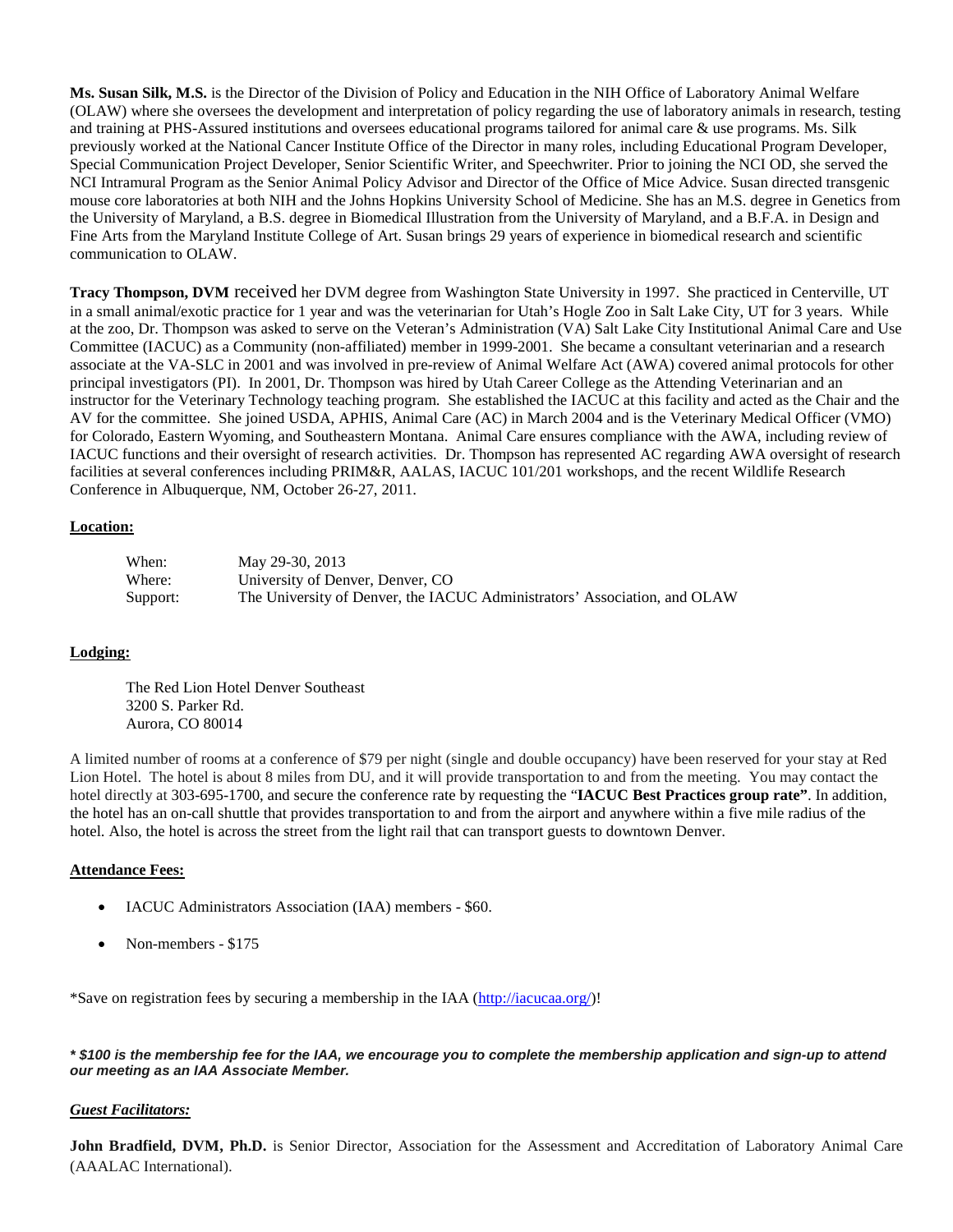**Ms. Susan Silk, M.S.** is the Director of the Division of Policy and Education in the NIH Office of Laboratory Animal Welfare (OLAW) where she oversees the development and interpretation of policy regarding the use of laboratory animals in research, testing and training at PHS-Assured institutions and oversees educational programs tailored for animal care & use programs. Ms. Silk previously worked at the National Cancer Institute Office of the Director in many roles, including Educational Program Developer, Special Communication Project Developer, Senior Scientific Writer, and Speechwriter. Prior to joining the NCI OD, she served the NCI Intramural Program as the Senior Animal Policy Advisor and Director of the Office of Mice Advice. Susan directed transgenic mouse core laboratories at both NIH and the Johns Hopkins University School of Medicine. She has an M.S. degree in Genetics from the University of Maryland, a B.S. degree in Biomedical Illustration from the University of Maryland, and a B.F.A. in Design and Fine Arts from the Maryland Institute College of Art. Susan brings 29 years of experience in biomedical research and scientific communication to OLAW.

**Tracy Thompson, DVM** received her DVM degree from Washington State University in 1997. She practiced in Centerville, UT in a small animal/exotic practice for 1 year and was the veterinarian for Utah's Hogle Zoo in Salt Lake City, UT for 3 years. While at the zoo, Dr. Thompson was asked to serve on the Veteran's Administration (VA) Salt Lake City Institutional Animal Care and Use Committee (IACUC) as a Community (non-affiliated) member in 1999-2001. She became a consultant veterinarian and a research associate at the VA-SLC in 2001 and was involved in pre-review of Animal Welfare Act (AWA) covered animal protocols for other principal investigators (PI). In 2001, Dr. Thompson was hired by Utah Career College as the Attending Veterinarian and an instructor for the Veterinary Technology teaching program. She established the IACUC at this facility and acted as the Chair and the AV for the committee. She joined USDA, APHIS, Animal Care (AC) in March 2004 and is the Veterinary Medical Officer (VMO) for Colorado, Eastern Wyoming, and Southeastern Montana. Animal Care ensures compliance with the AWA, including review of IACUC functions and their oversight of research activities. Dr. Thompson has represented AC regarding AWA oversight of research facilities at several conferences including PRIM&R, AALAS, IACUC 101/201 workshops, and the recent Wildlife Research Conference in Albuquerque, NM, October 26-27, 2011.

**Location:**

| | |
|---|---|
| When: | May 29-30, 2013 |
| Where: | University of Denver, Denver, CO |
| Support: | The University of Denver, the IACUC Administrators' Association, and OLAW |

**Lodging:**

The Red Lion Hotel Denver Southeast
3200 S. Parker Rd.
Aurora, CO 80014

A limited number of rooms at a conference of $79 per night (single and double occupancy) have been reserved for your stay at Red Lion Hotel. The hotel is about 8 miles from DU, and it will provide transportation to and from the meeting. You may contact the hotel directly at 303-695-1700, and secure the conference rate by requesting the "**IACUC Best Practices group rate"**. In addition, the hotel has an on-call shuttle that provides transportation to and from the airport and anywhere within a five mile radius of the hotel. Also, the hotel is across the street from the light rail that can transport guests to downtown Denver.

**Attendance Fees:**

- IACUC Administrators Association (IAA) members - $60.
- Non-members - $175

*Save on registration fees by securing a membership in the IAA (http://iacucaa.org/)!

***\* $100 is the membership fee for the IAA, we encourage you to complete the membership application and sign-up to attend our meeting as an IAA Associate Member.***

***Guest Facilitators:***

**John Bradfield, DVM, Ph.D.** is Senior Director, Association for the Assessment and Accreditation of Laboratory Animal Care (AAALAC International).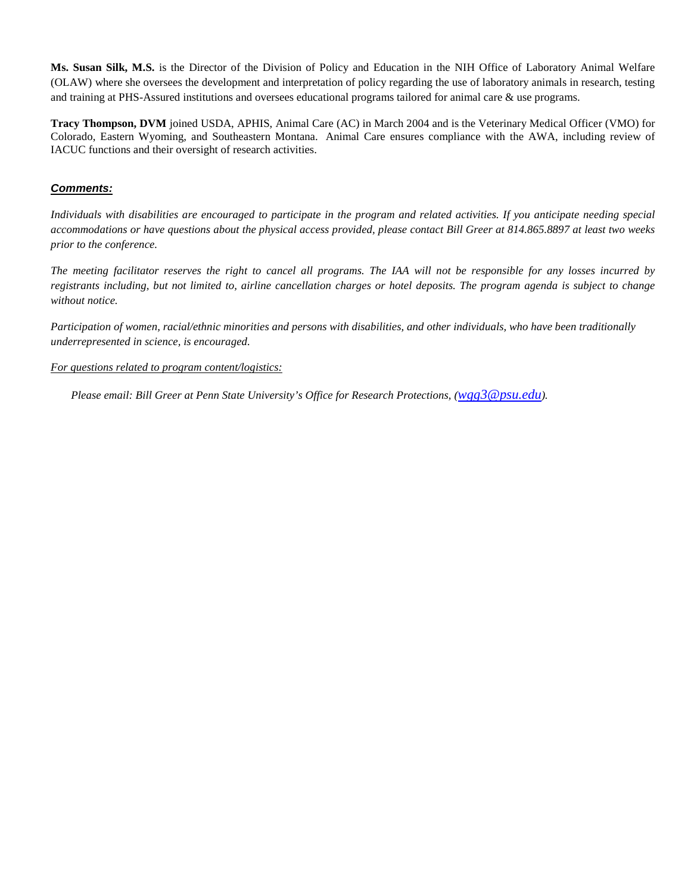**Ms. Susan Silk, M.S.** is the Director of the Division of Policy and Education in the NIH Office of Laboratory Animal Welfare (OLAW) where she oversees the development and interpretation of policy regarding the use of laboratory animals in research, testing and training at PHS-Assured institutions and oversees educational programs tailored for animal care & use programs.

**Tracy Thompson, DVM** joined USDA, APHIS, Animal Care (AC) in March 2004 and is the Veterinary Medical Officer (VMO) for Colorado, Eastern Wyoming, and Southeastern Montana. Animal Care ensures compliance with the AWA, including review of IACUC functions and their oversight of research activities.

***Comments:***

*Individuals with disabilities are encouraged to participate in the program and related activities. If you anticipate needing special accommodations or have questions about the physical access provided, please contact Bill Greer at 814.865.8897 at least two weeks prior to the conference.*

*The meeting facilitator reserves the right to cancel all programs. The IAA will not be responsible for any losses incurred by registrants including, but not limited to, airline cancellation charges or hotel deposits. The program agenda is subject to change without notice.*

*Participation of women, racial/ethnic minorities and persons with disabilities, and other individuals, who have been traditionally underrepresented in science, is encouraged.*

*For questions related to program content/logistics:*

*Please email: Bill Greer at Penn State University's Office for Research Protections, (wgg3@psu.edu).*